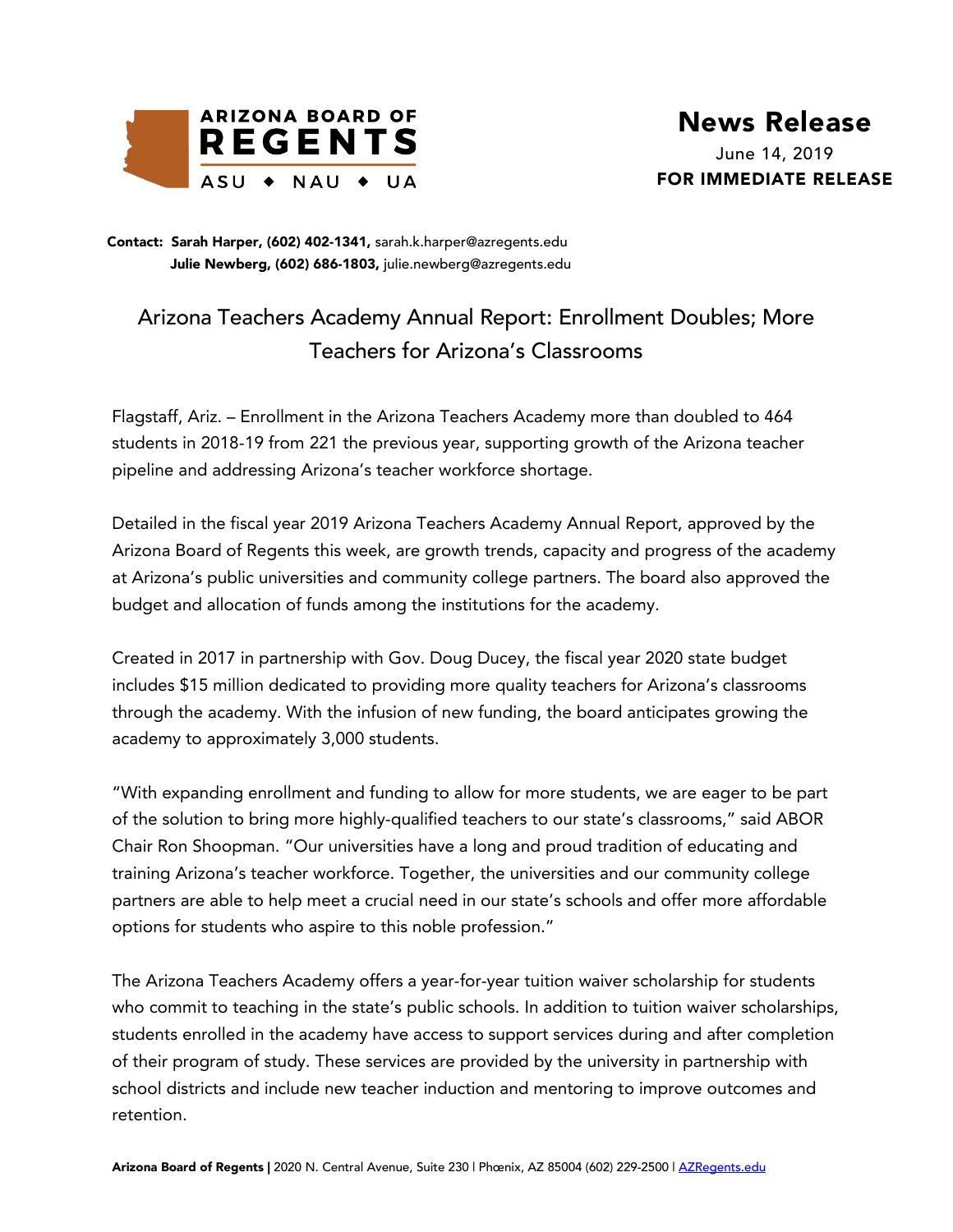**ARIZONA BOARD OF REGENTS**
ASU ◆ NAU ◆ UA

# News Release

June 14, 2019
**FOR IMMEDIATE RELEASE**

**Contact: Sarah Harper, (602) 402-1341,** sarah.k.harper@azregents.edu
**Julie Newberg, (602) 686-1803,** julie.newberg@azregents.edu

## Arizona Teachers Academy Annual Report: Enrollment Doubles; More Teachers for Arizona's Classrooms

Flagstaff, Ariz. – Enrollment in the Arizona Teachers Academy more than doubled to 464 students in 2018-19 from 221 the previous year, supporting growth of the Arizona teacher pipeline and addressing Arizona's teacher workforce shortage.

Detailed in the fiscal year 2019 Arizona Teachers Academy Annual Report, approved by the Arizona Board of Regents this week, are growth trends, capacity and progress of the academy at Arizona's public universities and community college partners. The board also approved the budget and allocation of funds among the institutions for the academy.

Created in 2017 in partnership with Gov. Doug Ducey, the fiscal year 2020 state budget includes $15 million dedicated to providing more quality teachers for Arizona's classrooms through the academy. With the infusion of new funding, the board anticipates growing the academy to approximately 3,000 students.

"With expanding enrollment and funding to allow for more students, we are eager to be part of the solution to bring more highly-qualified teachers to our state's classrooms," said ABOR Chair Ron Shoopman. "Our universities have a long and proud tradition of educating and training Arizona's teacher workforce. Together, the universities and our community college partners are able to help meet a crucial need in our state's schools and offer more affordable options for students who aspire to this noble profession."

The Arizona Teachers Academy offers a year-for-year tuition waiver scholarship for students who commit to teaching in the state's public schools. In addition to tuition waiver scholarships, students enrolled in the academy have access to support services during and after completion of their program of study. These services are provided by the university in partnership with school districts and include new teacher induction and mentoring to improve outcomes and retention.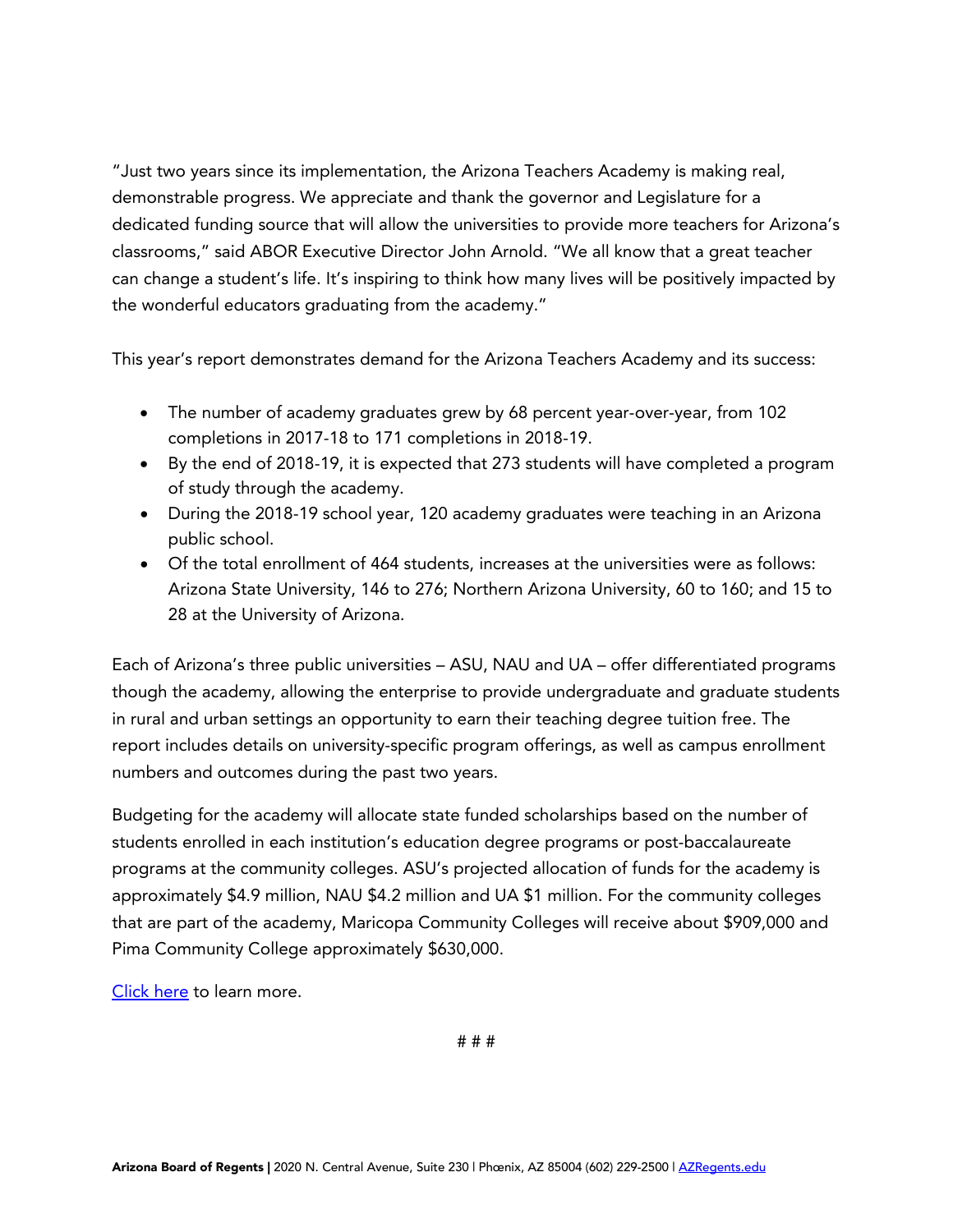"Just two years since its implementation, the Arizona Teachers Academy is making real, demonstrable progress. We appreciate and thank the governor and Legislature for a dedicated funding source that will allow the universities to provide more teachers for Arizona's classrooms," said ABOR Executive Director John Arnold. "We all know that a great teacher can change a student's life. It's inspiring to think how many lives will be positively impacted by the wonderful educators graduating from the academy."

This year's report demonstrates demand for the Arizona Teachers Academy and its success:

- The number of academy graduates grew by 68 percent year-over-year, from 102 completions in 2017-18 to 171 completions in 2018-19.
- By the end of 2018-19, it is expected that 273 students will have completed a program of study through the academy.
- During the 2018-19 school year, 120 academy graduates were teaching in an Arizona public school.
- Of the total enrollment of 464 students, increases at the universities were as follows: Arizona State University, 146 to 276; Northern Arizona University, 60 to 160; and 15 to 28 at the University of Arizona.

Each of Arizona's three public universities – ASU, NAU and UA – offer differentiated programs though the academy, allowing the enterprise to provide undergraduate and graduate students in rural and urban settings an opportunity to earn their teaching degree tuition free. The report includes details on university-specific program offerings, as well as campus enrollment numbers and outcomes during the past two years.

Budgeting for the academy will allocate state funded scholarships based on the number of students enrolled in each institution's education degree programs or post-baccalaureate programs at the community colleges. ASU's projected allocation of funds for the academy is approximately $4.9 million, NAU $4.2 million and UA $1 million. For the community colleges that are part of the academy, Maricopa Community Colleges will receive about $909,000 and Pima Community College approximately $630,000.

Click here to learn more.

# # #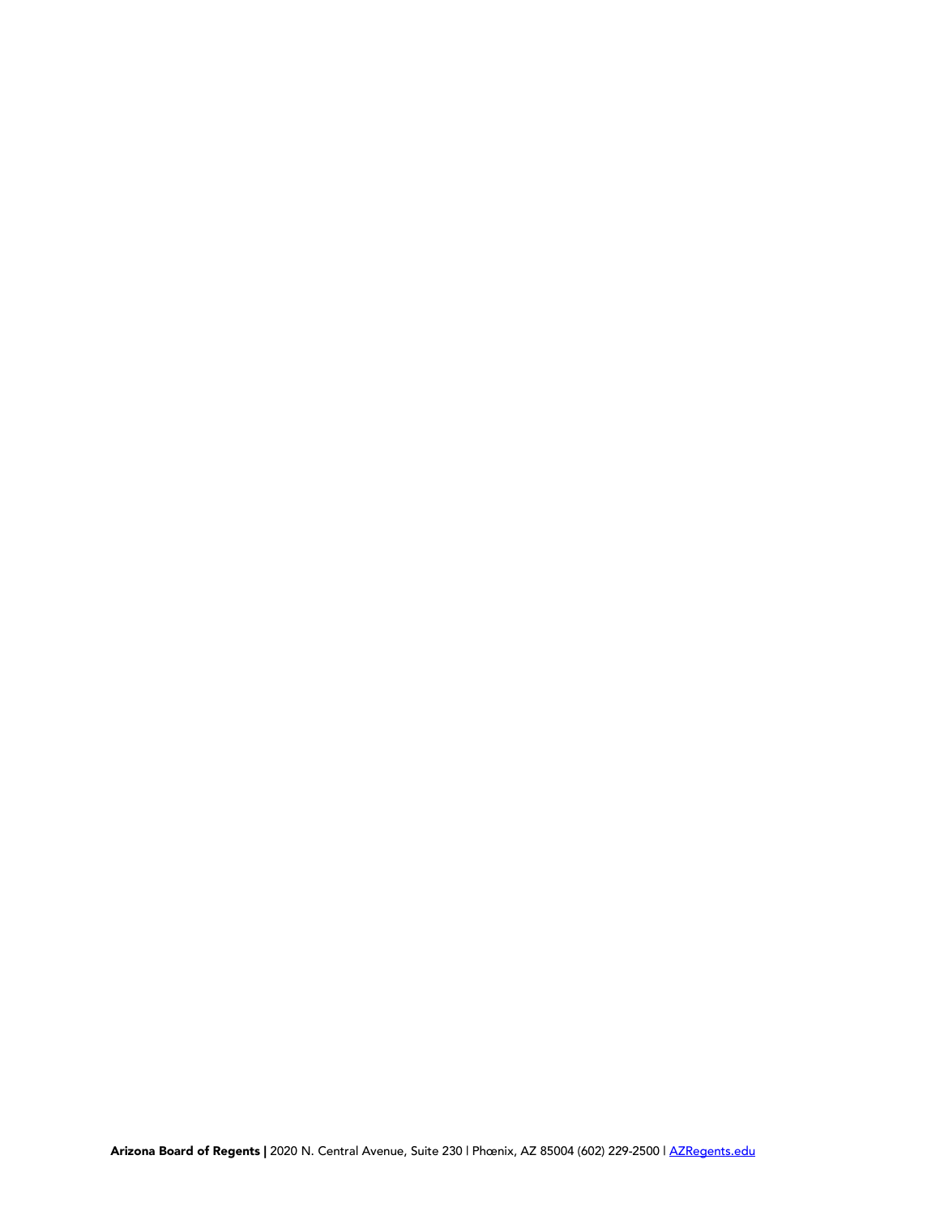**Arizona Board of Regents |** 2020 N. Central Avenue, Suite 230 | Phœnix, AZ 85004 (602) 229-2500 | [AZRegents.edu](AZRegents.edu)